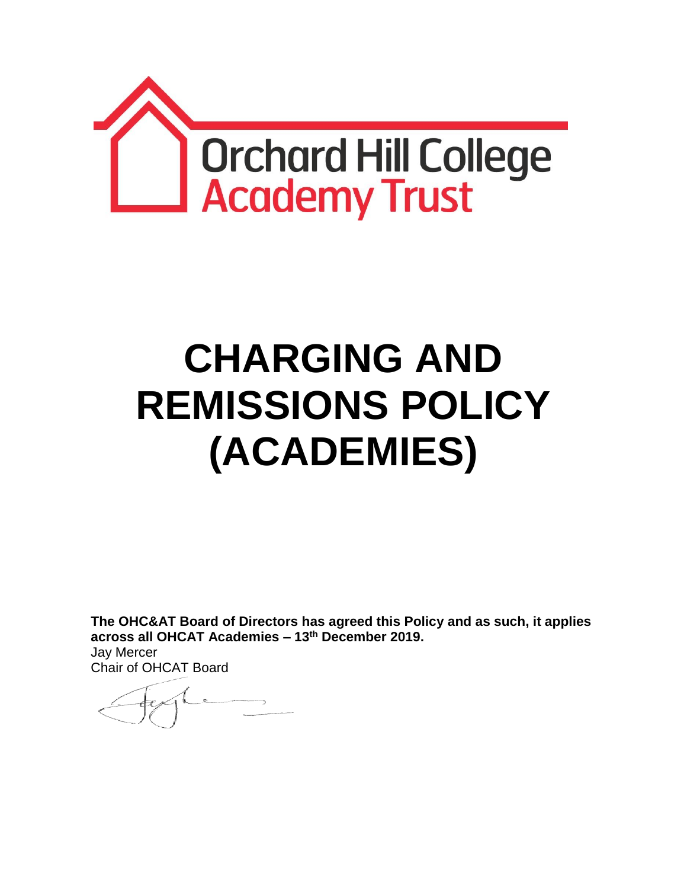Orchard Hill College Academy Trust

# CHARGING AND REMISSIONS POLICY (ACADEMIES)

**The OHC&AT Board of Directors has agreed this Policy and as such, it applies across all OHCAT Academies – 13th December 2019.**

Jay Mercer
Chair of OHCAT Board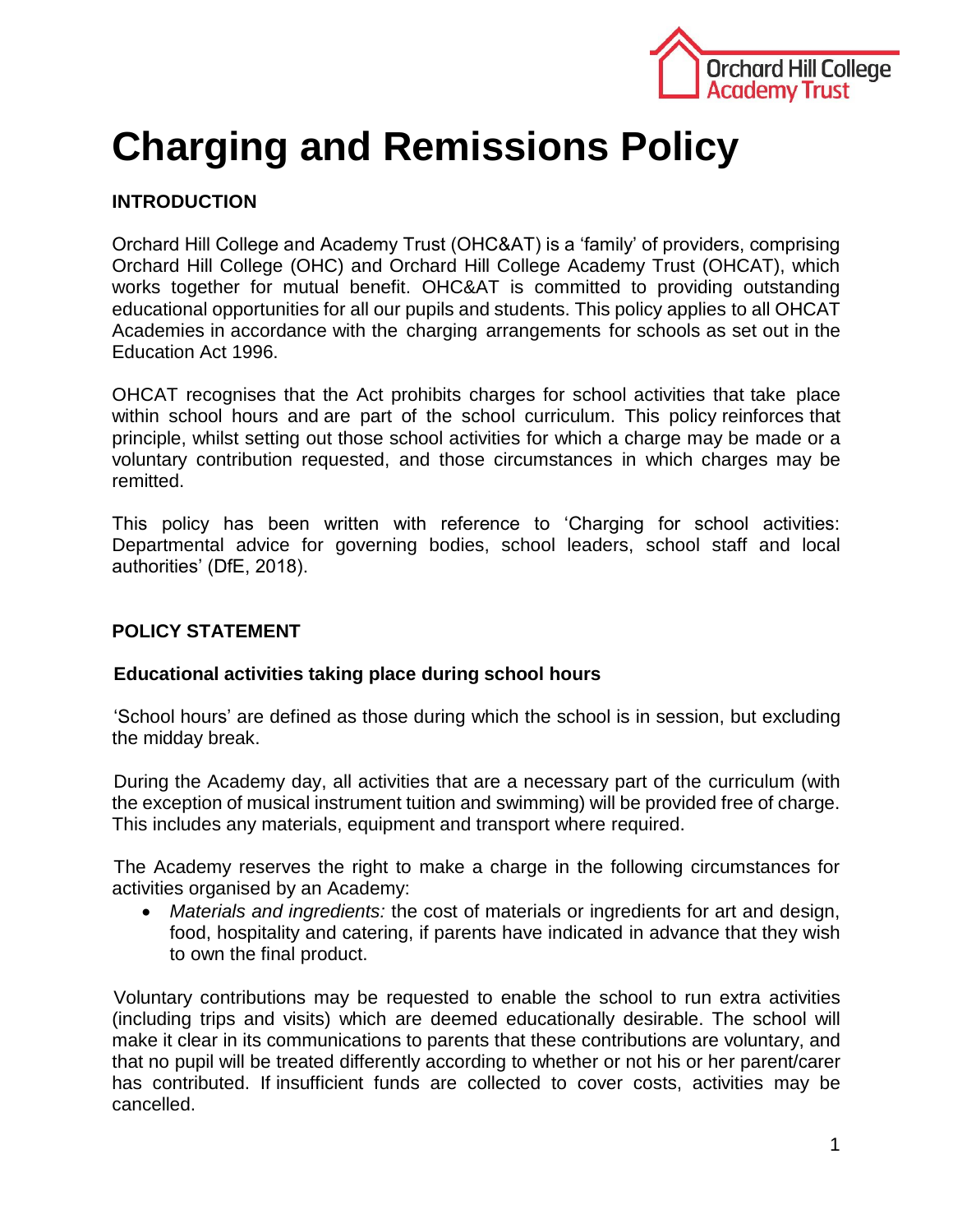# Charging and Remissions Policy

## INTRODUCTION

Orchard Hill College and Academy Trust (OHC&AT) is a 'family' of providers, comprising Orchard Hill College (OHC) and Orchard Hill College Academy Trust (OHCAT), which works together for mutual benefit. OHC&AT is committed to providing outstanding educational opportunities for all our pupils and students. This policy applies to all OHCAT Academies in accordance with the charging arrangements for schools as set out in the Education Act 1996.

OHCAT recognises that the Act prohibits charges for school activities that take place within school hours and are part of the school curriculum. This policy reinforces that principle, whilst setting out those school activities for which a charge may be made or a voluntary contribution requested, and those circumstances in which charges may be remitted.

This policy has been written with reference to 'Charging for school activities: Departmental advice for governing bodies, school leaders, school staff and local authorities' (DfE, 2018).

## POLICY STATEMENT

### Educational activities taking place during school hours

'School hours' are defined as those during which the school is in session, but excluding the midday break.

During the Academy day, all activities that are a necessary part of the curriculum (with the exception of musical instrument tuition and swimming) will be provided free of charge. This includes any materials, equipment and transport where required.

The Academy reserves the right to make a charge in the following circumstances for activities organised by an Academy:

- *Materials and ingredients:* the cost of materials or ingredients for art and design, food, hospitality and catering, if parents have indicated in advance that they wish to own the final product.

Voluntary contributions may be requested to enable the school to run extra activities (including trips and visits) which are deemed educationally desirable. The school will make it clear in its communications to parents that these contributions are voluntary, and that no pupil will be treated differently according to whether or not his or her parent/carer has contributed. If insufficient funds are collected to cover costs, activities may be cancelled.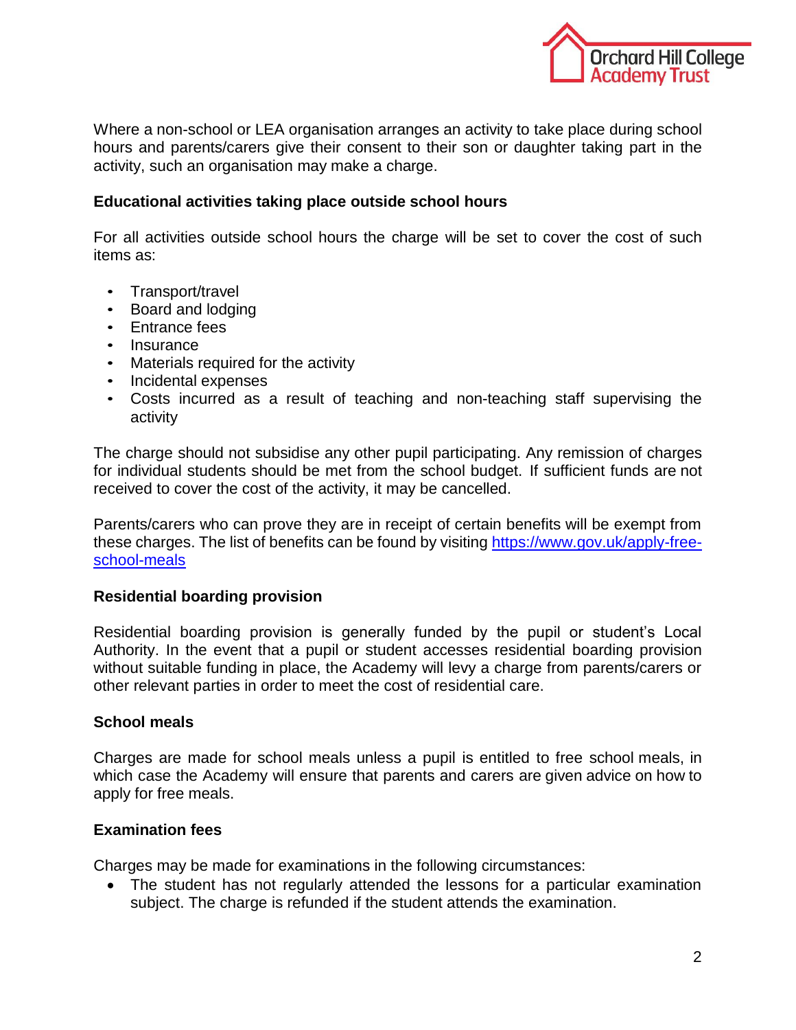Where a non-school or LEA organisation arranges an activity to take place during school hours and parents/carers give their consent to their son or daughter taking part in the activity, such an organisation may make a charge.

**Educational activities taking place outside school hours**

For all activities outside school hours the charge will be set to cover the cost of such items as:

- Transport/travel
- Board and lodging
- Entrance fees
- Insurance
- Materials required for the activity
- Incidental expenses
- Costs incurred as a result of teaching and non-teaching staff supervising the activity

The charge should not subsidise any other pupil participating. Any remission of charges for individual students should be met from the school budget. If sufficient funds are not received to cover the cost of the activity, it may be cancelled.

Parents/carers who can prove they are in receipt of certain benefits will be exempt from these charges. The list of benefits can be found by visiting [https://www.gov.uk/apply-free-school-meals](https://www.gov.uk/apply-free-school-meals)

**Residential boarding provision**

Residential boarding provision is generally funded by the pupil or student's Local Authority. In the event that a pupil or student accesses residential boarding provision without suitable funding in place, the Academy will levy a charge from parents/carers or other relevant parties in order to meet the cost of residential care.

**School meals**

Charges are made for school meals unless a pupil is entitled to free school meals, in which case the Academy will ensure that parents and carers are given advice on how to apply for free meals.

**Examination fees**

Charges may be made for examinations in the following circumstances:

- The student has not regularly attended the lessons for a particular examination subject. The charge is refunded if the student attends the examination.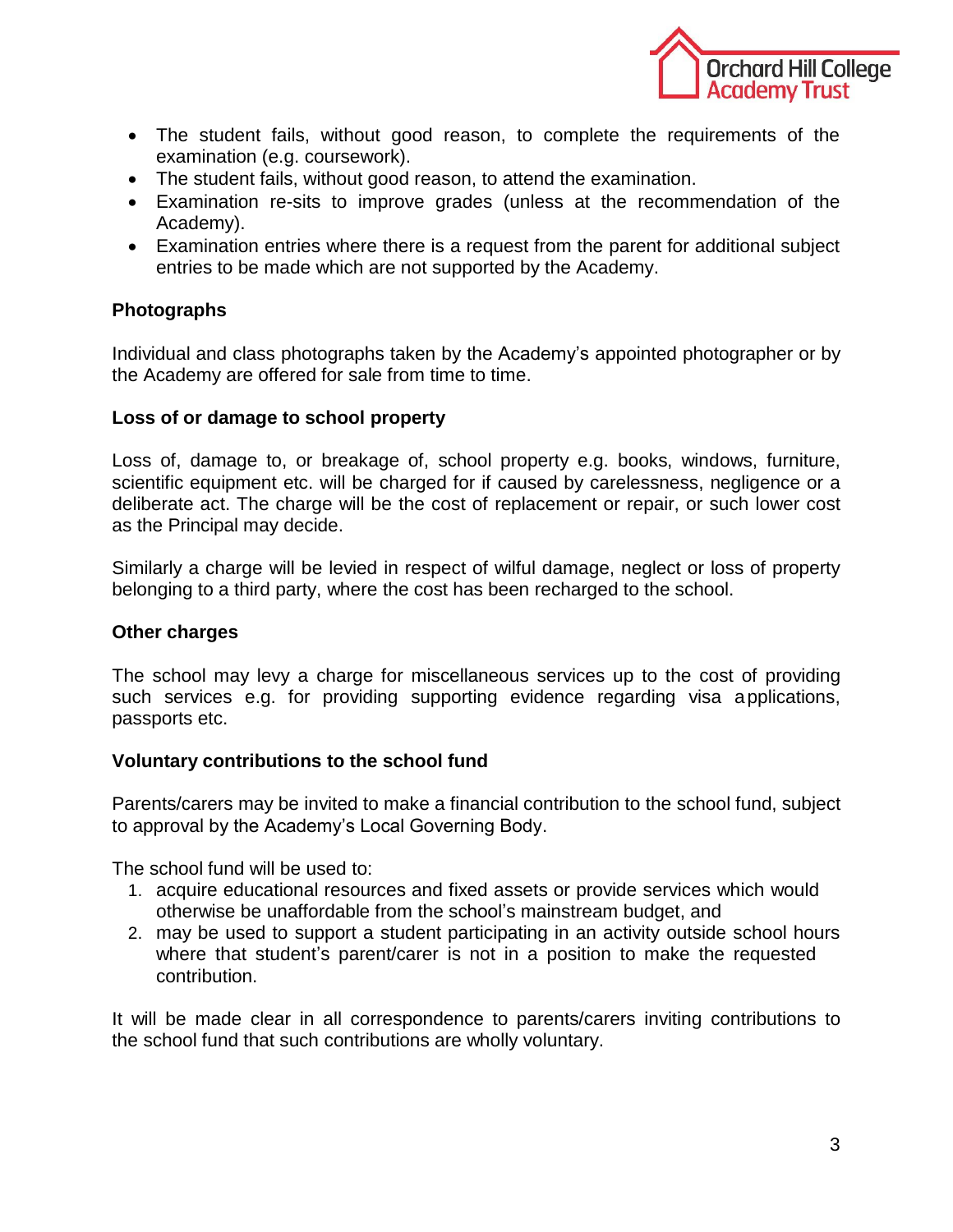- The student fails, without good reason, to complete the requirements of the examination (e.g. coursework).
- The student fails, without good reason, to attend the examination.
- Examination re-sits to improve grades (unless at the recommendation of the Academy).
- Examination entries where there is a request from the parent for additional subject entries to be made which are not supported by the Academy.

**Photographs**

Individual and class photographs taken by the Academy's appointed photographer or by the Academy are offered for sale from time to time.

**Loss of or damage to school property**

Loss of, damage to, or breakage of, school property e.g. books, windows, furniture, scientific equipment etc. will be charged for if caused by carelessness, negligence or a deliberate act. The charge will be the cost of replacement or repair, or such lower cost as the Principal may decide.

Similarly a charge will be levied in respect of wilful damage, neglect or loss of property belonging to a third party, where the cost has been recharged to the school.

**Other charges**

The school may levy a charge for miscellaneous services up to the cost of providing such services e.g. for providing supporting evidence regarding visa applications, passports etc.

**Voluntary contributions to the school fund**

Parents/carers may be invited to make a financial contribution to the school fund, subject to approval by the Academy's Local Governing Body.

The school fund will be used to:

1. acquire educational resources and fixed assets or provide services which would otherwise be unaffordable from the school's mainstream budget, and
2. may be used to support a student participating in an activity outside school hours where that student's parent/carer is not in a position to make the requested contribution.

It will be made clear in all correspondence to parents/carers inviting contributions to the school fund that such contributions are wholly voluntary.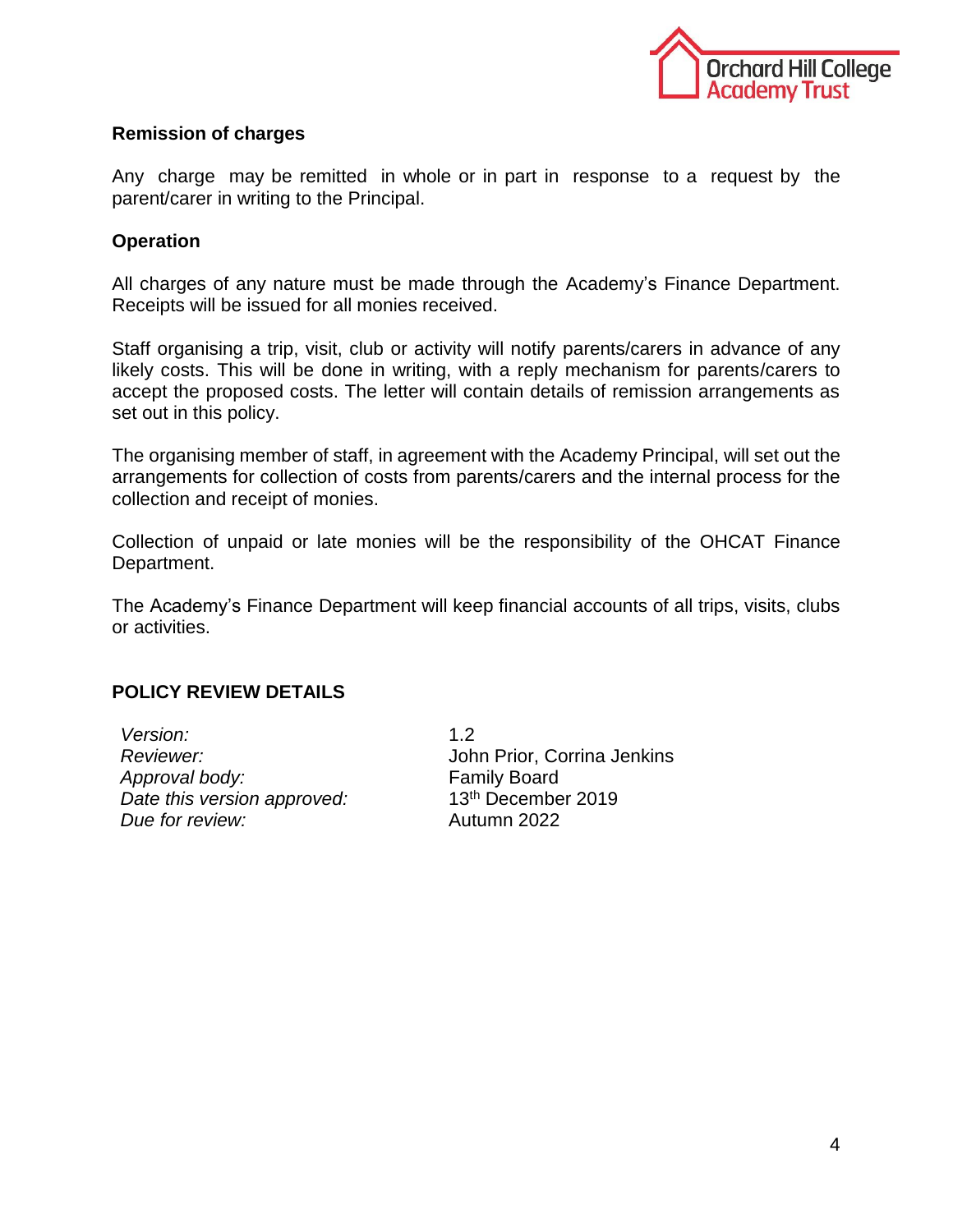## Remission of charges

Any charge may be remitted in whole or in part in response to a request by the parent/carer in writing to the Principal.

## Operation

All charges of any nature must be made through the Academy's Finance Department. Receipts will be issued for all monies received.

Staff organising a trip, visit, club or activity will notify parents/carers in advance of any likely costs. This will be done in writing, with a reply mechanism for parents/carers to accept the proposed costs. The letter will contain details of remission arrangements as set out in this policy.

The organising member of staff, in agreement with the Academy Principal, will set out the arrangements for collection of costs from parents/carers and the internal process for the collection and receipt of monies.

Collection of unpaid or late monies will be the responsibility of the OHCAT Finance Department.

The Academy's Finance Department will keep financial accounts of all trips, visits, clubs or activities.

## POLICY REVIEW DETAILS

| | |
|---|---|
| *Version:* | 1.2 |
| *Reviewer:* | John Prior, Corrina Jenkins |
| *Approval body:* | Family Board |
| *Date this version approved:* | 13th December 2019 |
| *Due for review:* | Autumn 2022 |